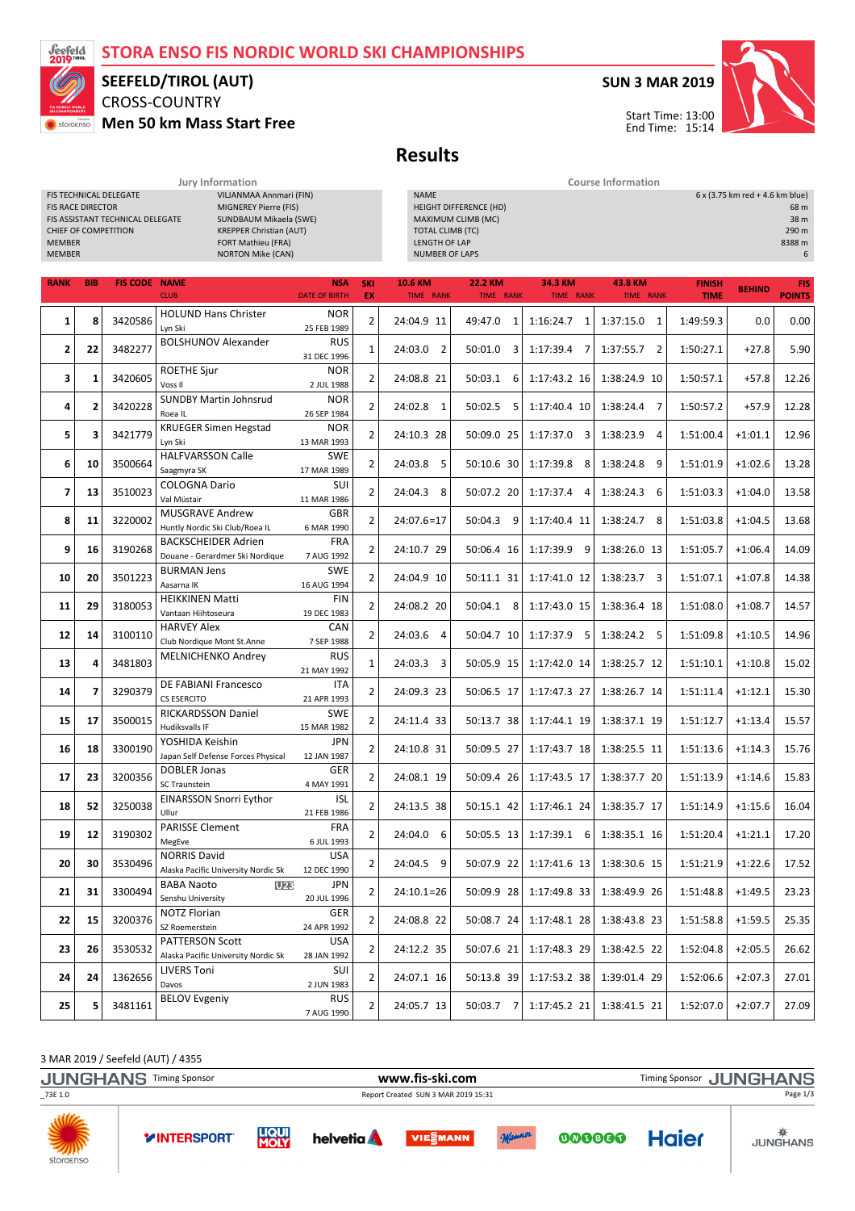# STORA ENSO FIS NORDIC WORLD SKI CHAMPIONSHIPS

## SEEFELD/TIROL (AUT)

CROSS-COUNTRY

**Men 50 km Mass Start Free**

**SUN 3 MAR 2019**

Start Time: 13:00
End Time: 15:14

# Results

### Jury Information

| | |
|---|---|
| FIS TECHNICAL DELEGATE | VILJANMAA Annmari (FIN) |
| FIS RACE DIRECTOR | MIGNEREY Pierre (FIS) |
| FIS ASSISTANT TECHNICAL DELEGATE | SUNDBAUM Mikaela (SWE) |
| CHIEF OF COMPETITION | KREPPER Christian (AUT) |
| MEMBER | FORT Mathieu (FRA) |
| MEMBER | NORTON Mike (CAN) |

### Course Information

| | |
|---|---|
| NAME | 6 x (3.75 km red + 4.6 km blue) |
| HEIGHT DIFFERENCE (HD) | 68 m |
| MAXIMUM CLIMB (MC) | 38 m |
| TOTAL CLIMB (TC) | 290 m |
| LENGTH OF LAP | 8388 m |
| NUMBER OF LAPS | 6 |

| RANK | BIB | FIS CODE | NAME / CLUB | NSA / DATE OF BIRTH | SKI EX | 10.6 KM TIME RANK | 22.2 KM TIME RANK | 34.3 KM TIME RANK | 43.8 KM TIME RANK | FINISH TIME | BEHIND | FIS POINTS |
|---|---|---|---|---|---|---|---|---|---|---|---|---|
| 1 | 8 | 3420586 | HOLUND Hans Christer / Lyn Ski | NOR / 25 FEB 1989 | 2 | 24:04.9 11 | 49:47.0 1 | 1:16:24.7 1 | 1:37:15.0 1 | 1:49:59.3 | 0.0 | 0.00 |
| 2 | 22 | 3482277 | BOLSHUNOV Alexander | RUS / 31 DEC 1996 | 1 | 24:03.0 2 | 50:01.0 3 | 1:17:39.4 7 | 1:37:55.7 2 | 1:50:27.1 | +27.8 | 5.90 |
| 3 | 1 | 3420605 | ROETHE Sjur / Voss Il | NOR / 2 JUL 1988 | 2 | 24:08.8 21 | 50:03.1 6 | 1:17:43.2 16 | 1:38:24.9 10 | 1:50:57.1 | +57.8 | 12.26 |
| 4 | 2 | 3420228 | SUNDBY Martin Johnsrud / Roea IL | NOR / 26 SEP 1984 | 2 | 24:02.8 1 | 50:02.5 5 | 1:17:40.4 10 | 1:38:24.4 7 | 1:50:57.2 | +57.9 | 12.28 |
| 5 | 3 | 3421779 | KRUEGER Simen Hegstad / Lyn Ski | NOR / 13 MAR 1993 | 2 | 24:10.3 28 | 50:09.0 25 | 1:17:37.0 3 | 1:38:23.9 4 | 1:51:00.4 | +1:01.1 | 12.96 |
| 6 | 10 | 3500664 | HALFVARSSON Calle / Saagmyra SK | SWE / 17 MAR 1989 | 2 | 24:03.8 5 | 50:10.6 30 | 1:17:39.8 8 | 1:38:24.8 9 | 1:51:01.9 | +1:02.6 | 13.28 |
| 7 | 13 | 3510023 | COLOGNA Dario / Val Müstair | SUI / 11 MAR 1986 | 2 | 24:04.3 8 | 50:07.2 20 | 1:17:37.4 4 | 1:38:24.3 6 | 1:51:03.3 | +1:04.0 | 13.58 |
| 8 | 11 | 3220002 | MUSGRAVE Andrew / Huntly Nordic Ski Club/Roea IL | GBR / 6 MAR 1990 | 2 | 24:07.6=17 | 50:04.3 9 | 1:17:40.4 11 | 1:38:24.7 8 | 1:51:03.8 | +1:04.5 | 13.68 |
| 9 | 16 | 3190268 | BACKSCHEIDER Adrien / Douane - Gerardmer Ski Nordique | FRA / 7 AUG 1992 | 2 | 24:10.7 29 | 50:06.4 16 | 1:17:39.9 9 | 1:38:26.0 13 | 1:51:05.7 | +1:06.4 | 14.09 |
| 10 | 20 | 3501223 | BURMAN Jens / Aasarna IK | SWE / 16 AUG 1994 | 2 | 24:04.9 10 | 50:11.1 31 | 1:17:41.0 12 | 1:38:23.7 3 | 1:51:07.1 | +1:07.8 | 14.38 |
| 11 | 29 | 3180053 | HEIKKINEN Matti / Vantaan Hiihtoseura | FIN / 19 DEC 1983 | 2 | 24:08.2 20 | 50:04.1 8 | 1:17:43.0 15 | 1:38:36.4 18 | 1:51:08.0 | +1:08.7 | 14.57 |
| 12 | 14 | 3100110 | HARVEY Alex / Club Nordique Mont St.Anne | CAN / 7 SEP 1988 | 2 | 24:03.6 4 | 50:04.7 10 | 1:17:37.9 5 | 1:38:24.2 5 | 1:51:09.8 | +1:10.5 | 14.96 |
| 13 | 4 | 3481803 | MELNICHENKO Andrey | RUS / 21 MAY 1992 | 1 | 24:03.3 3 | 50:05.9 15 | 1:17:42.0 14 | 1:38:25.7 12 | 1:51:10.1 | +1:10.8 | 15.02 |
| 14 | 7 | 3290379 | DE FABIANI Francesco / CS ESERCITO | ITA / 21 APR 1993 | 2 | 24:09.3 23 | 50:06.5 17 | 1:17:47.3 27 | 1:38:26.7 14 | 1:51:11.4 | +1:12.1 | 15.30 |
| 15 | 17 | 3500015 | RICKARDSSON Daniel / Hudiksvalls IF | SWE / 15 MAR 1982 | 2 | 24:11.4 33 | 50:13.7 38 | 1:17:44.1 19 | 1:38:37.1 19 | 1:51:12.7 | +1:13.4 | 15.57 |
| 16 | 18 | 3300190 | YOSHIDA Keishin / Japan Self Defense Forces Physical | JPN / 12 JAN 1987 | 2 | 24:10.8 31 | 50:09.5 27 | 1:17:43.7 18 | 1:38:25.5 11 | 1:51:13.6 | +1:14.3 | 15.76 |
| 17 | 23 | 3200356 | DOBLER Jonas / SC Traunstein | GER / 4 MAY 1991 | 2 | 24:08.1 19 | 50:09.4 26 | 1:17:43.5 17 | 1:38:37.7 20 | 1:51:13.9 | +1:14.6 | 15.83 |
| 18 | 52 | 3250038 | EINARSSON Snorri Eythor / Ullur | ISL / 21 FEB 1986 | 2 | 24:13.5 38 | 50:15.1 42 | 1:17:46.1 24 | 1:38:35.7 17 | 1:51:14.9 | +1:15.6 | 16.04 |
| 19 | 12 | 3190302 | PARISSE Clement / MegEve | FRA / 6 JUL 1993 | 2 | 24:04.0 6 | 50:05.5 13 | 1:17:39.1 6 | 1:38:35.1 16 | 1:51:20.4 | +1:21.1 | 17.20 |
| 20 | 30 | 3530496 | NORRIS David / Alaska Pacific University Nordic Sk | USA / 12 DEC 1990 | 2 | 24:04.5 9 | 50:07.9 22 | 1:17:41.6 13 | 1:38:30.6 15 | 1:51:21.9 | +1:22.6 | 17.52 |
| 21 | 31 | 3300494 | BABA Naoto U23 / Senshu University | JPN / 20 JUL 1996 | 2 | 24:10.1=26 | 50:09.9 28 | 1:17:49.8 33 | 1:38:49.9 26 | 1:51:48.8 | +1:49.5 | 23.23 |
| 22 | 15 | 3200376 | NOTZ Florian / SZ Roemerstein | GER / 24 APR 1992 | 2 | 24:08.8 22 | 50:08.7 24 | 1:17:48.1 28 | 1:38:43.8 23 | 1:51:58.8 | +1:59.5 | 25.35 |
| 23 | 26 | 3530532 | PATTERSON Scott / Alaska Pacific University Nordic Sk | USA / 28 JAN 1992 | 2 | 24:12.2 35 | 50:07.6 21 | 1:17:48.3 29 | 1:38:42.5 22 | 1:52:04.8 | +2:05.5 | 26.62 |
| 24 | 24 | 1362656 | LIVERS Toni / Davos | SUI / 2 JUN 1983 | 2 | 24:07.1 16 | 50:13.8 39 | 1:17:53.2 38 | 1:39:01.4 29 | 1:52:06.6 | +2:07.3 | 27.01 |
| 25 | 5 | 3481161 | BELOV Evgeniy | RUS / 7 AUG 1990 | 2 | 24:05.7 13 | 50:03.7 7 | 1:17:45.2 21 | 1:38:41.5 21 | 1:52:07.0 | +2:07.7 | 27.09 |

3 MAR 2019 / Seefeld (AUT) / 4355

_73E 1.0 — Report Created SUN 3 MAR 2019 15:31 — www.fis-ski.com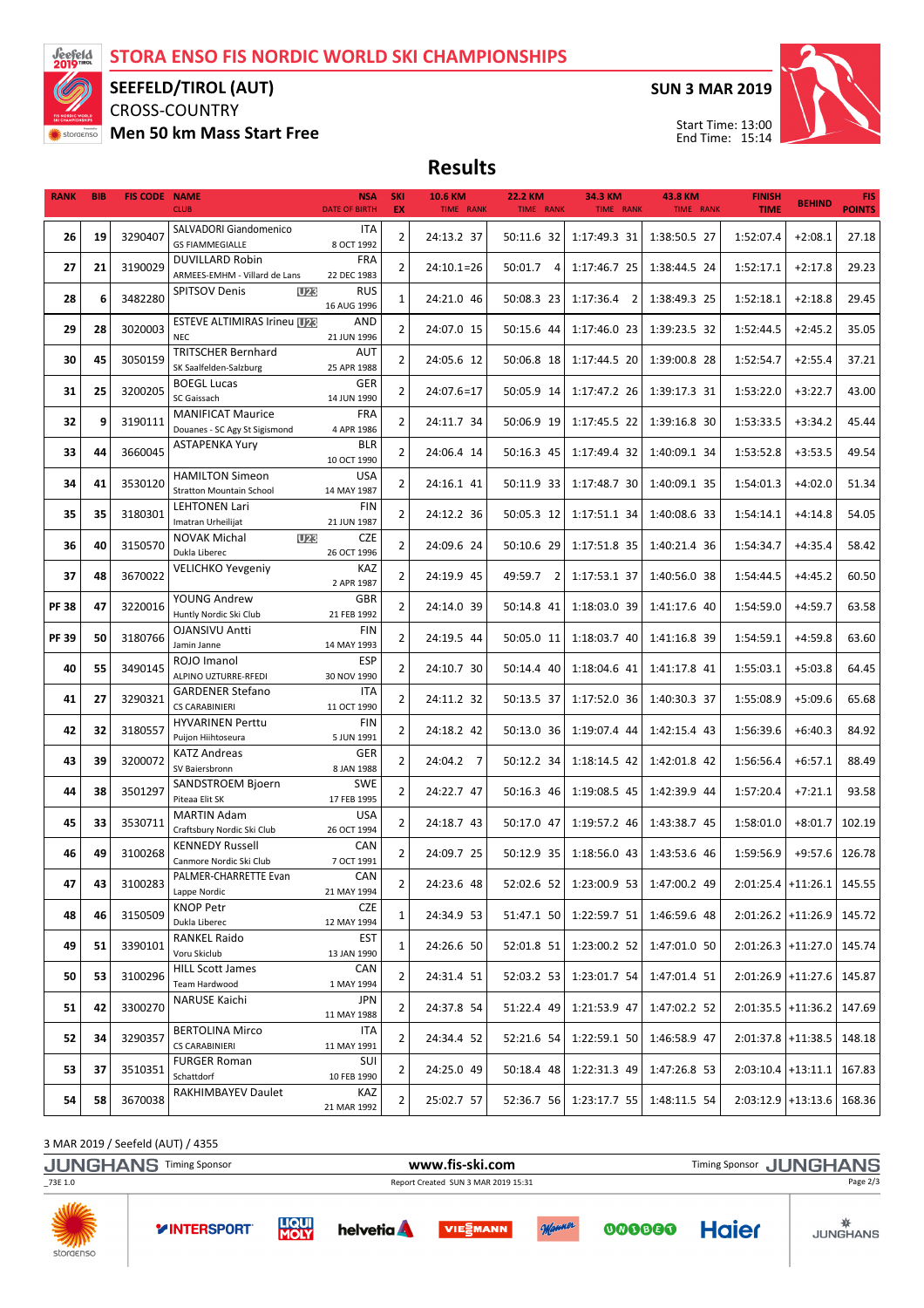# STORA ENSO FIS NORDIC WORLD SKI CHAMPIONSHIPS

**SEEFELD/TIROL (AUT)**

CROSS-COUNTRY

**Men 50 km Mass Start Free**

**SUN 3 MAR 2019**

Start Time: 13:00
End Time: 15:14

## Results

| RANK | BIB | FIS CODE | NAME / CLUB | NSA / DATE OF BIRTH | SKI EX | 10.6 KM TIME RANK | 22.2 KM TIME RANK | 34.3 KM TIME RANK | 43.8 KM TIME RANK | FINISH TIME | BEHIND | FIS POINTS |
|---|---|---|---|---|---|---|---|---|---|---|---|---|
| 26 | 19 | 3290407 | SALVADORI Giandomenico / GS FIAMMEGIALLE | ITA / 8 OCT 1992 | 2 | 24:13.2 37 | 50:11.6 32 | 1:17:49.3 31 | 1:38:50.5 27 | 1:52:07.4 | +2:08.1 | 27.18 |
| 27 | 21 | 3190029 | DUVILLARD Robin / ARMEES-EMHM - Villard de Lans | FRA / 22 DEC 1983 | 2 | 24:10.1=26 | 50:01.7 4 | 1:17:46.7 25 | 1:38:44.5 24 | 1:52:17.1 | +2:17.8 | 29.23 |
| 28 | 6 | 3482280 | SPITSOV Denis U23 | RUS / 16 AUG 1996 | 1 | 24:21.0 46 | 50:08.3 23 | 1:17:36.4 2 | 1:38:49.3 25 | 1:52:18.1 | +2:18.8 | 29.45 |
| 29 | 28 | 3020003 | ESTEVE ALTIMIRAS Irineu U23 / NEC | AND / 21 JUN 1996 | 2 | 24:07.0 15 | 50:15.6 44 | 1:17:46.0 23 | 1:39:23.5 32 | 1:52:44.5 | +2:45.2 | 35.05 |
| 30 | 45 | 3050159 | TRITSCHER Bernhard / SK Saalfelden-Salzburg | AUT / 25 APR 1988 | 2 | 24:05.6 12 | 50:06.8 18 | 1:17:44.5 20 | 1:39:00.8 28 | 1:52:54.7 | +2:55.4 | 37.21 |
| 31 | 25 | 3200205 | BOEGL Lucas / SC Gaissach | GER / 14 JUN 1990 | 2 | 24:07.6=17 | 50:05.9 14 | 1:17:47.2 26 | 1:39:17.3 31 | 1:53:22.0 | +3:22.7 | 43.00 |
| 32 | 9 | 3190111 | MANIFICAT Maurice / Douanes - SC Agy St Sigismond | FRA / 4 APR 1986 | 2 | 24:11.7 34 | 50:06.9 19 | 1:17:45.5 22 | 1:39:16.8 30 | 1:53:33.5 | +3:34.2 | 45.44 |
| 33 | 44 | 3660045 | ASTAPENKA Yury | BLR / 10 OCT 1990 | 2 | 24:06.4 14 | 50:16.3 45 | 1:17:49.4 32 | 1:40:09.1 34 | 1:53:52.8 | +3:53.5 | 49.54 |
| 34 | 41 | 3530120 | HAMILTON Simeon / Stratton Mountain School | USA / 14 MAY 1987 | 2 | 24:16.1 41 | 50:11.9 33 | 1:17:48.7 30 | 1:40:09.1 35 | 1:54:01.3 | +4:02.0 | 51.34 |
| 35 | 35 | 3180301 | LEHTONEN Lari / Imatran Urheilijat | FIN / 21 JUN 1987 | 2 | 24:12.2 36 | 50:05.3 12 | 1:17:51.1 34 | 1:40:08.6 33 | 1:54:14.1 | +4:14.8 | 54.05 |
| 36 | 40 | 3150570 | NOVAK Michal U23 / Dukla Liberec | CZE / 26 OCT 1996 | 2 | 24:09.6 24 | 50:10.6 29 | 1:17:51.8 35 | 1:40:21.4 36 | 1:54:34.7 | +4:35.4 | 58.42 |
| 37 | 48 | 3670022 | VELICHKO Yevgeniy | KAZ / 2 APR 1987 | 2 | 24:19.9 45 | 49:59.7 2 | 1:17:53.1 37 | 1:40:56.0 38 | 1:54:44.5 | +4:45.2 | 60.50 |
| PF 38 | 47 | 3220016 | YOUNG Andrew / Huntly Nordic Ski Club | GBR / 21 FEB 1992 | 2 | 24:14.0 39 | 50:14.8 41 | 1:18:03.0 39 | 1:41:17.6 40 | 1:54:59.0 | +4:59.7 | 63.58 |
| PF 39 | 50 | 3180766 | OJANSIVU Antti / Jamin Janne | FIN / 14 MAY 1993 | 2 | 24:19.5 44 | 50:05.0 11 | 1:18:03.7 40 | 1:41:16.8 39 | 1:54:59.1 | +4:59.8 | 63.60 |
| 40 | 55 | 3490145 | ROJO Imanol / ALPINO UZTURRE-RFEDI | ESP / 30 NOV 1990 | 2 | 24:10.7 30 | 50:14.4 40 | 1:18:04.6 41 | 1:41:17.8 41 | 1:55:03.1 | +5:03.8 | 64.45 |
| 41 | 27 | 3290321 | GARDENER Stefano / CS CARABINIERI | ITA / 11 OCT 1990 | 2 | 24:11.2 32 | 50:13.5 37 | 1:17:52.0 36 | 1:40:30.3 37 | 1:55:08.9 | +5:09.6 | 65.68 |
| 42 | 32 | 3180557 | HYVARINEN Perttu / Puijon Hiihtoseura | FIN / 5 JUN 1991 | 2 | 24:18.2 42 | 50:13.0 36 | 1:19:07.4 44 | 1:42:15.4 43 | 1:56:39.6 | +6:40.3 | 84.92 |
| 43 | 39 | 3200072 | KATZ Andreas / SV Baiersbronn | GER / 8 JAN 1988 | 2 | 24:04.2 7 | 50:12.2 34 | 1:18:14.5 42 | 1:42:01.8 42 | 1:56:56.4 | +6:57.1 | 88.49 |
| 44 | 38 | 3501297 | SANDSTROEM Bjoern / Piteaa Elit SK | SWE / 17 FEB 1995 | 2 | 24:22.7 47 | 50:16.3 46 | 1:19:08.5 45 | 1:42:39.9 44 | 1:57:20.4 | +7:21.1 | 93.58 |
| 45 | 33 | 3530711 | MARTIN Adam / Craftsbury Nordic Ski Club | USA / 26 OCT 1994 | 2 | 24:18.7 43 | 50:17.0 47 | 1:19:57.2 46 | 1:43:38.7 45 | 1:58:01.0 | +8:01.7 | 102.19 |
| 46 | 49 | 3100268 | KENNEDY Russell / Canmore Nordic Ski Club | CAN / 7 OCT 1991 | 2 | 24:09.7 25 | 50:12.9 35 | 1:18:56.0 43 | 1:43:53.6 46 | 1:59:56.9 | +9:57.6 | 126.78 |
| 47 | 43 | 3100283 | PALMER-CHARRETTE Evan / Lappe Nordic | CAN / 21 MAY 1994 | 2 | 24:23.6 48 | 52:02.6 52 | 1:23:00.9 53 | 1:47:00.2 49 | 2:01:25.4 | +11:26.1 | 145.55 |
| 48 | 46 | 3150509 | KNOP Petr / Dukla Liberec | CZE / 12 MAY 1994 | 1 | 24:34.9 53 | 51:47.1 50 | 1:22:59.7 51 | 1:46:59.6 48 | 2:01:26.2 | +11:26.9 | 145.72 |
| 49 | 51 | 3390101 | RANKEL Raido / Voru Skiclub | EST / 13 JAN 1990 | 1 | 24:26.6 50 | 52:01.8 51 | 1:23:00.2 52 | 1:47:01.0 50 | 2:01:26.3 | +11:27.0 | 145.74 |
| 50 | 53 | 3100296 | HILL Scott James / Team Hardwood | CAN / 1 MAY 1994 | 2 | 24:31.4 51 | 52:03.2 53 | 1:23:01.7 54 | 1:47:01.4 51 | 2:01:26.9 | +11:27.6 | 145.87 |
| 51 | 42 | 3300270 | NARUSE Kaichi | JPN / 11 MAY 1988 | 2 | 24:37.8 54 | 51:22.4 49 | 1:21:53.9 47 | 1:47:02.2 52 | 2:01:35.5 | +11:36.2 | 147.69 |
| 52 | 34 | 3290357 | BERTOLINA Mirco / CS CARABINIERI | ITA / 11 MAY 1991 | 2 | 24:34.4 52 | 52:21.6 54 | 1:22:59.1 50 | 1:46:58.9 47 | 2:01:37.8 | +11:38.5 | 148.18 |
| 53 | 37 | 3510351 | FURGER Roman / Schattdorf | SUI / 10 FEB 1990 | 2 | 24:25.0 49 | 50:18.4 48 | 1:22:31.3 49 | 1:47:26.8 53 | 2:03:10.4 | +13:11.1 | 167.83 |
| 54 | 58 | 3670038 | RAKHIMBAYEV Daulet | KAZ / 21 MAR 1992 | 2 | 25:02.7 57 | 52:36.7 56 | 1:23:17.7 55 | 1:48:11.5 54 | 2:03:12.9 | +13:13.6 | 168.36 |

3 MAR 2019 / Seefeld (AUT) / 4355

JUNGHANS Timing Sponsor | www.fis-ski.com | Timing Sponsor JUNGHANS

_73E 1.0 | Report Created SUN 3 MAR 2019 15:31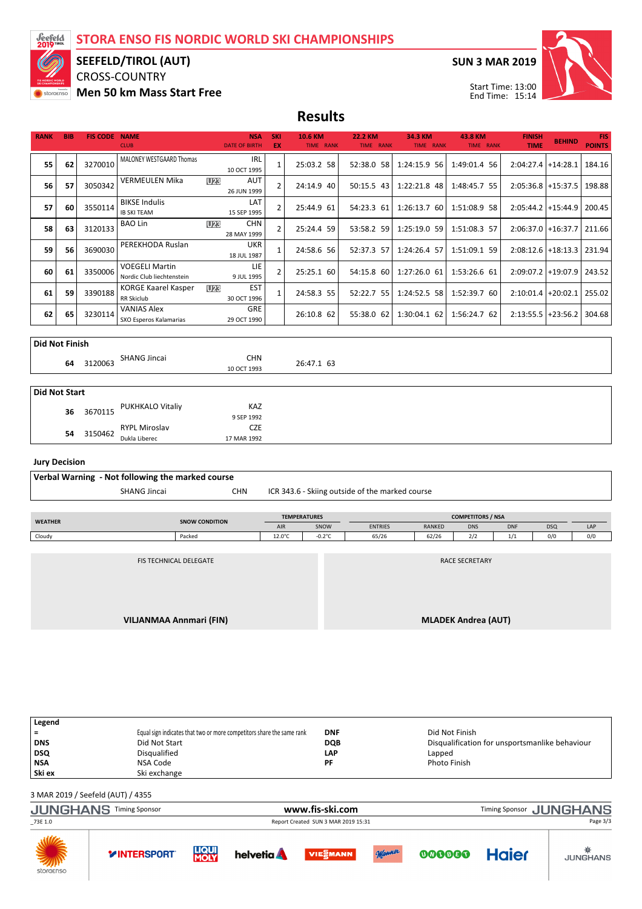# STORA ENSO FIS NORDIC WORLD SKI CHAMPIONSHIPS

## SEEFELD/TIROL (AUT)

CROSS-COUNTRY

**Men 50 km Mass Start Free**

**SUN 3 MAR 2019**

Start Time: 13:00
End Time: 15:14

# Results

| RANK | BIB | FIS CODE | NAME / CLUB | | NSA / DATE OF BIRTH | SKI EX | 10.6 KM TIME RANK | 22.2 KM TIME RANK | 34.3 KM TIME RANK | 43.8 KM TIME RANK | FINISH TIME | BEHIND | FIS POINTS |
|---|---|---|---|---|---|---|---|---|---|---|---|---|---|
| 55 | 62 | 3270010 | MALONEY WESTGAARD Thomas | | IRL 10 OCT 1995 | 1 | 25:03.2 58 | 52:38.0 58 | 1:24:15.9 56 | 1:49:01.4 56 | 2:04:27.4 | +14:28.1 | 184.16 |
| 56 | 57 | 3050342 | VERMEULEN Mika | U23 | AUT 26 JUN 1999 | 2 | 24:14.9 40 | 50:15.5 43 | 1:22:21.8 48 | 1:48:45.7 55 | 2:05:36.8 | +15:37.5 | 198.88 |
| 57 | 60 | 3550114 | BIKSE Indulis / IB SKI TEAM | | LAT 15 SEP 1995 | 2 | 25:44.9 61 | 54:23.3 61 | 1:26:13.7 60 | 1:51:08.9 58 | 2:05:44.2 | +15:44.9 | 200.45 |
| 58 | 63 | 3120133 | BAO Lin | U23 | CHN 28 MAY 1999 | 2 | 25:24.4 59 | 53:58.2 59 | 1:25:19.0 59 | 1:51:08.3 57 | 2:06:37.0 | +16:37.7 | 211.66 |
| 59 | 56 | 3690030 | PEREKHODA Ruslan | | UKR 18 JUL 1987 | 1 | 24:58.6 56 | 52:37.3 57 | 1:24:26.4 57 | 1:51:09.1 59 | 2:08:12.6 | +18:13.3 | 231.94 |
| 60 | 61 | 3350006 | VOEGELI Martin / Nordic Club liechtenstein | | LIE 9 JUL 1995 | 2 | 25:25.1 60 | 54:15.8 60 | 1:27:26.0 61 | 1:53:26.6 61 | 2:09:07.2 | +19:07.9 | 243.52 |
| 61 | 59 | 3390188 | KORGE Kaarel Kasper / RR Skiclub | U23 | EST 30 OCT 1996 | 1 | 24:58.3 55 | 52:22.7 55 | 1:24:52.5 58 | 1:52:39.7 60 | 2:10:01.4 | +20:02.1 | 255.02 |
| 62 | 65 | 3230114 | VANIAS Alex / SXO Esperos Kalamarias | | GRE 29 OCT 1990 | | 26:10.8 62 | 55:38.0 62 | 1:30:04.1 62 | 1:56:24.7 62 | 2:13:55.5 | +23:56.2 | 304.68 |

**Did Not Finish**

| BIB | FIS CODE | NAME | NSA / DATE OF BIRTH | 10.6 KM TIME RANK |
|---|---|---|---|---|
| 64 | 3120063 | SHANG Jincai | CHN 10 OCT 1993 | 26:47.1 63 |

**Did Not Start**

| BIB | FIS CODE | NAME / CLUB | NSA / DATE OF BIRTH |
|---|---|---|---|
| 36 | 3670115 | PUKHKALO Vitaliy | KAZ 9 SEP 1992 |
| 54 | 3150462 | RYPL Miroslav / Dukla Liberec | CZE 17 MAR 1992 |

**Jury Decision**

**Verbal Warning - Not following the marked course**

SHANG Jincai CHN ICR 343.6 - Skiing outside of the marked course

| WEATHER | SNOW CONDITION | TEMPERATURES AIR | TEMPERATURES SNOW | ENTRIES | RANKED | DNS | DNF | DSQ | LAP |
|---|---|---|---|---|---|---|---|---|---|
| Cloudy | Packed | 12.0°C | -0.2°C | 65/26 | 62/26 | 2/2 | 1/1 | 0/0 | 0/0 |

FIS TECHNICAL DELEGATE: **VILJANMAA Annmari (FIN)**

RACE SECRETARY: **MLADEK Andrea (AUT)**

**Legend**

| | | | |
|---|---|---|---|
| = | Equal sign indicates that two or more competitors share the same rank | DNF | Did Not Finish |
| DNS | Did Not Start | DQB | Disqualification for unsportsmanlike behaviour |
| DSQ | Disqualified | LAP | Lapped |
| NSA | NSA Code | PF | Photo Finish |
| Ski ex | Ski exchange | | |

3 MAR 2019 / Seefeld (AUT) / 4355

JUNGHANS Timing Sponsor — www.fis-ski.com — Timing Sponsor JUNGHANS

_73E 1.0 — Report Created SUN 3 MAR 2019 15:31